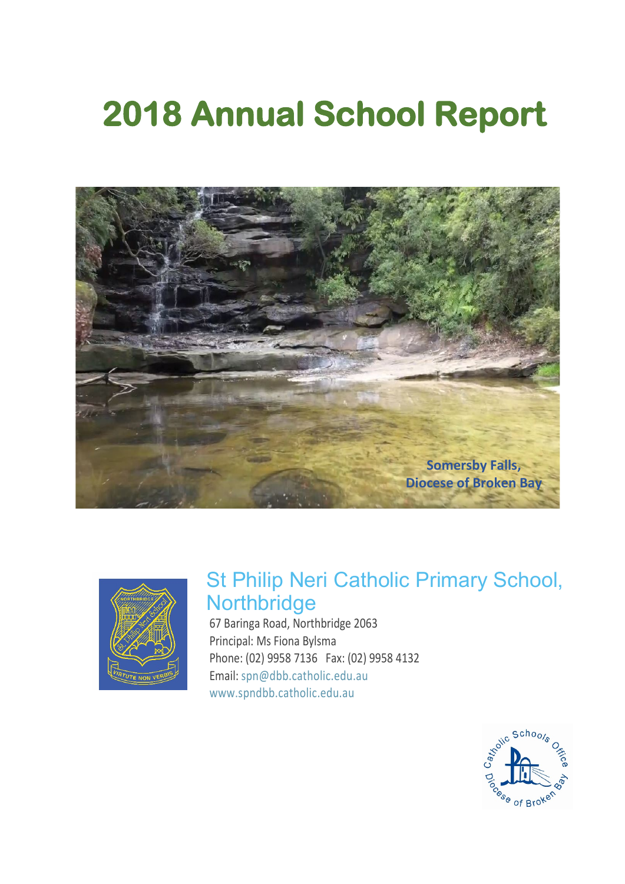# 2018 Annual School Report

Somersby Falls,
Diocese of Broken Bay

## St Philip Neri Catholic Primary School, Northbridge

67 Baringa Road, Northbridge 2063
Principal: Ms Fiona Bylsma
Phone: (02) 9958 7136 Fax: (02) 9958 4132
Email: spn@dbb.catholic.edu.au
www.spndbb.catholic.edu.au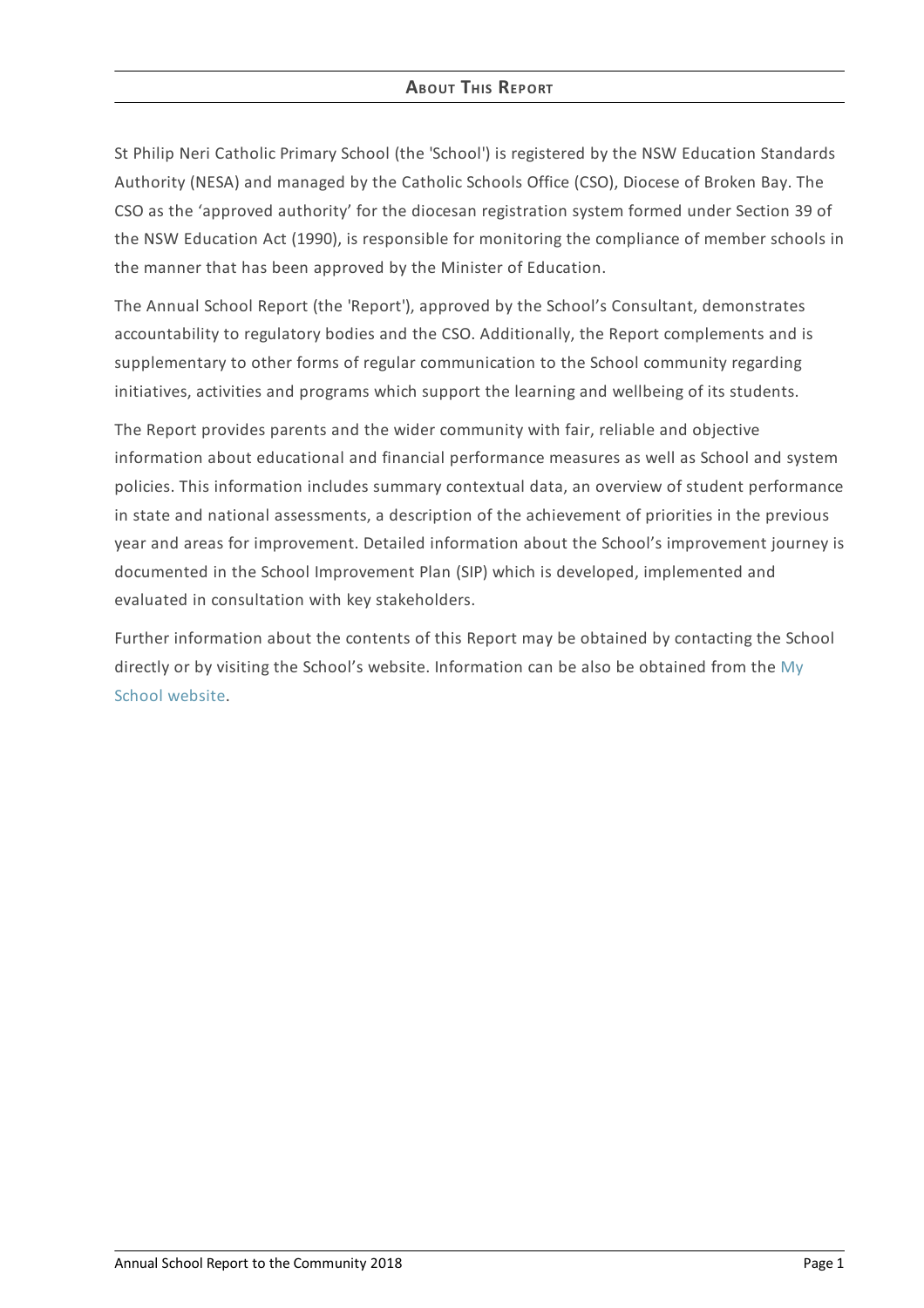## About This Report

St Philip Neri Catholic Primary School (the 'School') is registered by the NSW Education Standards Authority (NESA) and managed by the Catholic Schools Office (CSO), Diocese of Broken Bay. The CSO as the 'approved authority' for the diocesan registration system formed under Section 39 of the NSW Education Act (1990), is responsible for monitoring the compliance of member schools in the manner that has been approved by the Minister of Education.

The Annual School Report (the 'Report'), approved by the School's Consultant, demonstrates accountability to regulatory bodies and the CSO. Additionally, the Report complements and is supplementary to other forms of regular communication to the School community regarding initiatives, activities and programs which support the learning and wellbeing of its students.

The Report provides parents and the wider community with fair, reliable and objective information about educational and financial performance measures as well as School and system policies. This information includes summary contextual data, an overview of student performance in state and national assessments, a description of the achievement of priorities in the previous year and areas for improvement. Detailed information about the School's improvement journey is documented in the School Improvement Plan (SIP) which is developed, implemented and evaluated in consultation with key stakeholders.

Further information about the contents of this Report may be obtained by contacting the School directly or by visiting the School's website. Information can be also be obtained from the My School website.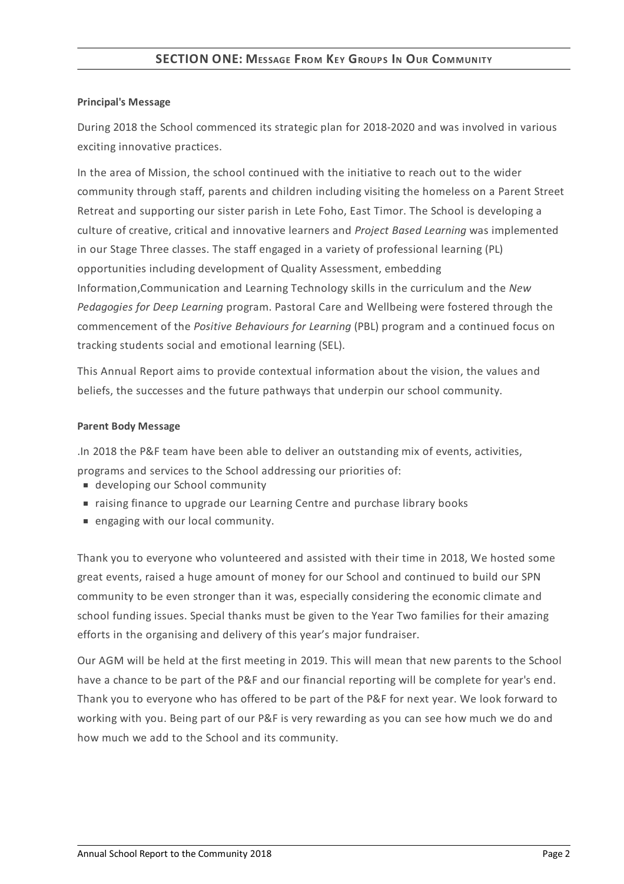## SECTION ONE: MESSAGE FROM KEY GROUPS IN OUR COMMUNITY

**Principal's Message**

During 2018 the School commenced its strategic plan for 2018-2020 and was involved in various exciting innovative practices.

In the area of Mission, the school continued with the initiative to reach out to the wider community through staff, parents and children including visiting the homeless on a Parent Street Retreat and supporting our sister parish in Lete Foho, East Timor. The School is developing a culture of creative, critical and innovative learners and *Project Based Learning* was implemented in our Stage Three classes. The staff engaged in a variety of professional learning (PL) opportunities including development of Quality Assessment, embedding Information,Communication and Learning Technology skills in the curriculum and the *New Pedagogies for Deep Learning* program. Pastoral Care and Wellbeing were fostered through the commencement of the *Positive Behaviours for Learning* (PBL) program and a continued focus on tracking students social and emotional learning (SEL).

This Annual Report aims to provide contextual information about the vision, the values and beliefs, the successes and the future pathways that underpin our school community.

**Parent Body Message**

.In 2018 the P&F team have been able to deliver an outstanding mix of events, activities, programs and services to the School addressing our priorities of:

- developing our School community
- raising finance to upgrade our Learning Centre and purchase library books
- engaging with our local community.

Thank you to everyone who volunteered and assisted with their time in 2018, We hosted some great events, raised a huge amount of money for our School and continued to build our SPN community to be even stronger than it was, especially considering the economic climate and school funding issues. Special thanks must be given to the Year Two families for their amazing efforts in the organising and delivery of this year's major fundraiser.

Our AGM will be held at the first meeting in 2019. This will mean that new parents to the School have a chance to be part of the P&F and our financial reporting will be complete for year's end. Thank you to everyone who has offered to be part of the P&F for next year. We look forward to working with you. Being part of our P&F is very rewarding as you can see how much we do and how much we add to the School and its community.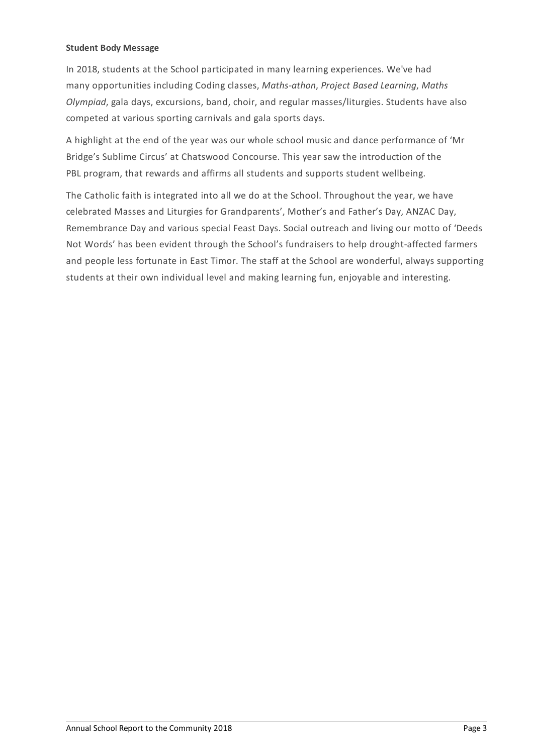**Student Body Message**

In 2018, students at the School participated in many learning experiences. We've had many opportunities including Coding classes, *Maths-athon*, *Project Based Learning*, *Maths Olympiad*, gala days, excursions, band, choir, and regular masses/liturgies. Students have also competed at various sporting carnivals and gala sports days.

A highlight at the end of the year was our whole school music and dance performance of 'Mr Bridge's Sublime Circus' at Chatswood Concourse. This year saw the introduction of the PBL program, that rewards and affirms all students and supports student wellbeing.

The Catholic faith is integrated into all we do at the School. Throughout the year, we have celebrated Masses and Liturgies for Grandparents', Mother's and Father's Day, ANZAC Day, Remembrance Day and various special Feast Days. Social outreach and living our motto of 'Deeds Not Words' has been evident through the School's fundraisers to help drought-affected farmers and people less fortunate in East Timor. The staff at the School are wonderful, always supporting students at their own individual level and making learning fun, enjoyable and interesting.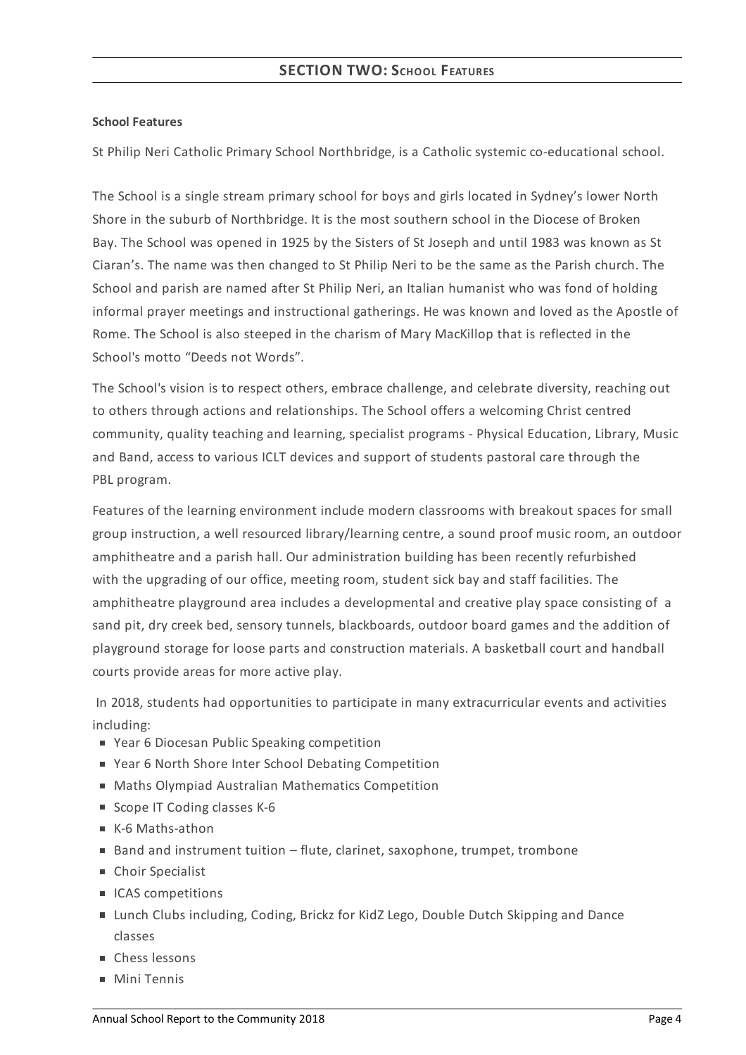## SECTION TWO: School Features

### School Features

St Philip Neri Catholic Primary School Northbridge, is a Catholic systemic co-educational school.

The School is a single stream primary school for boys and girls located in Sydney's lower North Shore in the suburb of Northbridge. It is the most southern school in the Diocese of Broken Bay. The School was opened in 1925 by the Sisters of St Joseph and until 1983 was known as St Ciaran's. The name was then changed to St Philip Neri to be the same as the Parish church. The School and parish are named after St Philip Neri, an Italian humanist who was fond of holding informal prayer meetings and instructional gatherings. He was known and loved as the Apostle of Rome. The School is also steeped in the charism of Mary MacKillop that is reflected in the School's motto "Deeds not Words".

The School's vision is to respect others, embrace challenge, and celebrate diversity, reaching out to others through actions and relationships. The School offers a welcoming Christ centred community, quality teaching and learning, specialist programs - Physical Education, Library, Music and Band, access to various ICLT devices and support of students pastoral care through the PBL program.

Features of the learning environment include modern classrooms with breakout spaces for small group instruction, a well resourced library/learning centre, a sound proof music room, an outdoor amphitheatre and a parish hall. Our administration building has been recently refurbished with the upgrading of our office, meeting room, student sick bay and staff facilities. The amphitheatre playground area includes a developmental and creative play space consisting of a sand pit, dry creek bed, sensory tunnels, blackboards, outdoor board games and the addition of playground storage for loose parts and construction materials. A basketball court and handball courts provide areas for more active play.

In 2018, students had opportunities to participate in many extracurricular events and activities including:

- Year 6 Diocesan Public Speaking competition
- Year 6 North Shore Inter School Debating Competition
- Maths Olympiad Australian Mathematics Competition
- Scope IT Coding classes K-6
- K-6 Maths-athon
- Band and instrument tuition – flute, clarinet, saxophone, trumpet, trombone
- Choir Specialist
- ICAS competitions
- Lunch Clubs including, Coding, Brickz for KidZ Lego, Double Dutch Skipping and Dance classes
- Chess lessons
- Mini Tennis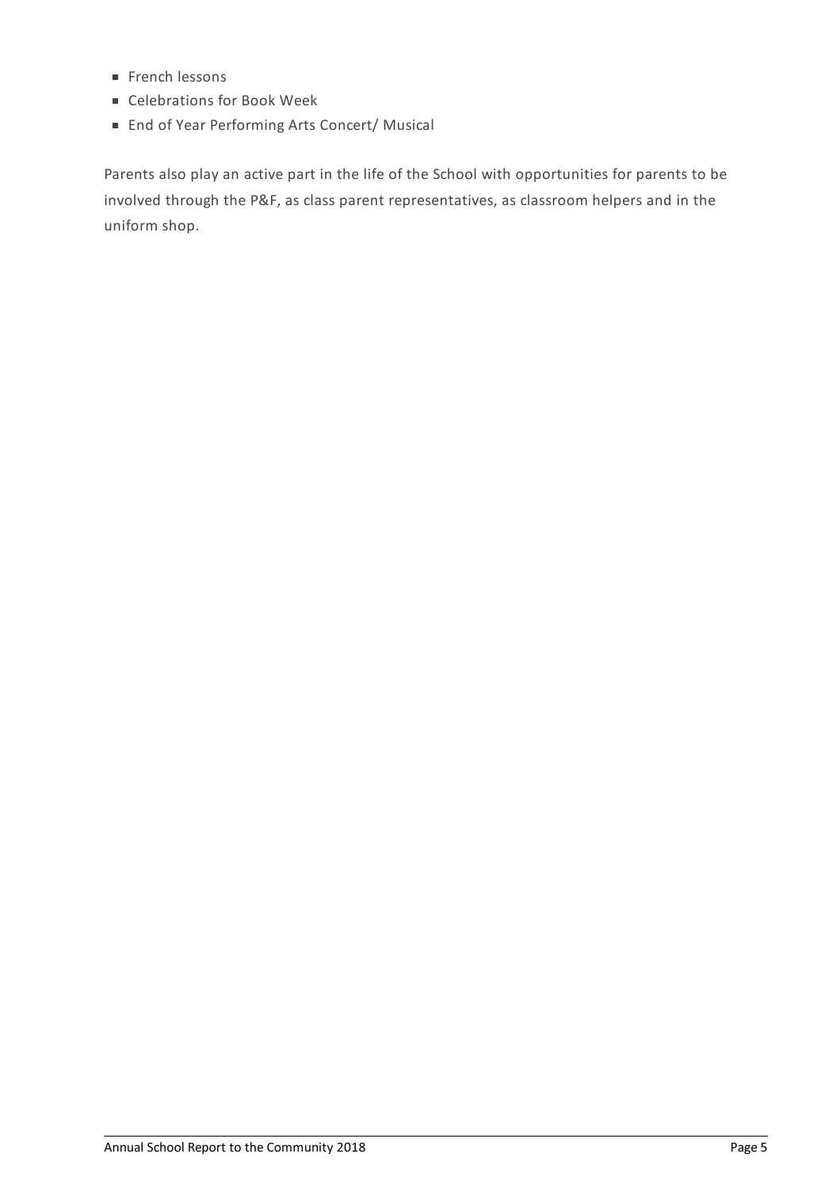- French lessons
- Celebrations for Book Week
- End of Year Performing Arts Concert/ Musical

Parents also play an active part in the life of the School with opportunities for parents to be involved through the P&F, as class parent representatives, as classroom helpers and in the uniform shop.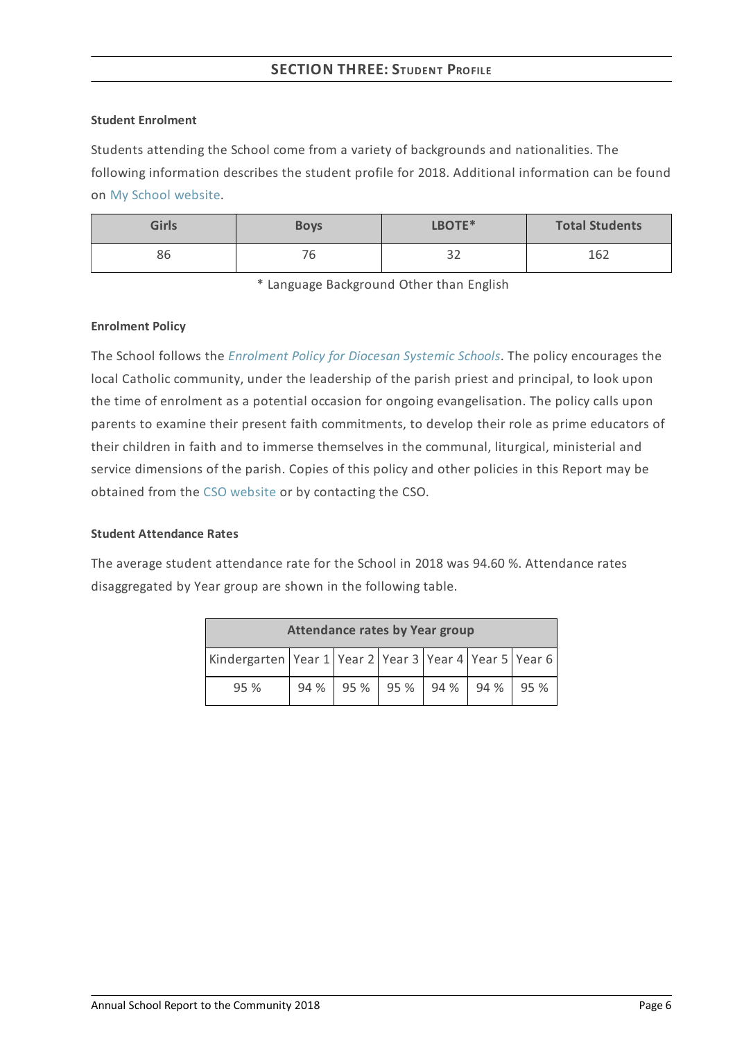## SECTION THREE: STUDENT PROFILE

### Student Enrolment

Students attending the School come from a variety of backgrounds and nationalities. The following information describes the student profile for 2018. Additional information can be found on My School website.

| Girls | Boys | LBOTE* | Total Students |
|---|---|---|---|
| 86 | 76 | 32 | 162 |

\* Language Background Other than English

### Enrolment Policy

The School follows the *Enrolment Policy for Diocesan Systemic Schools*. The policy encourages the local Catholic community, under the leadership of the parish priest and principal, to look upon the time of enrolment as a potential occasion for ongoing evangelisation. The policy calls upon parents to examine their present faith commitments, to develop their role as prime educators of their children in faith and to immerse themselves in the communal, liturgical, ministerial and service dimensions of the parish. Copies of this policy and other policies in this Report may be obtained from the CSO website or by contacting the CSO.

### Student Attendance Rates

The average student attendance rate for the School in 2018 was 94.60 %. Attendance rates disaggregated by Year group are shown in the following table.

| Attendance rates by Year group | | | | | | |
|---|---|---|---|---|---|---|
| Kindergarten | Year 1 | Year 2 | Year 3 | Year 4 | Year 5 | Year 6 |
| 95 % | 94 % | 95 % | 95 % | 94 % | 94 % | 95 % |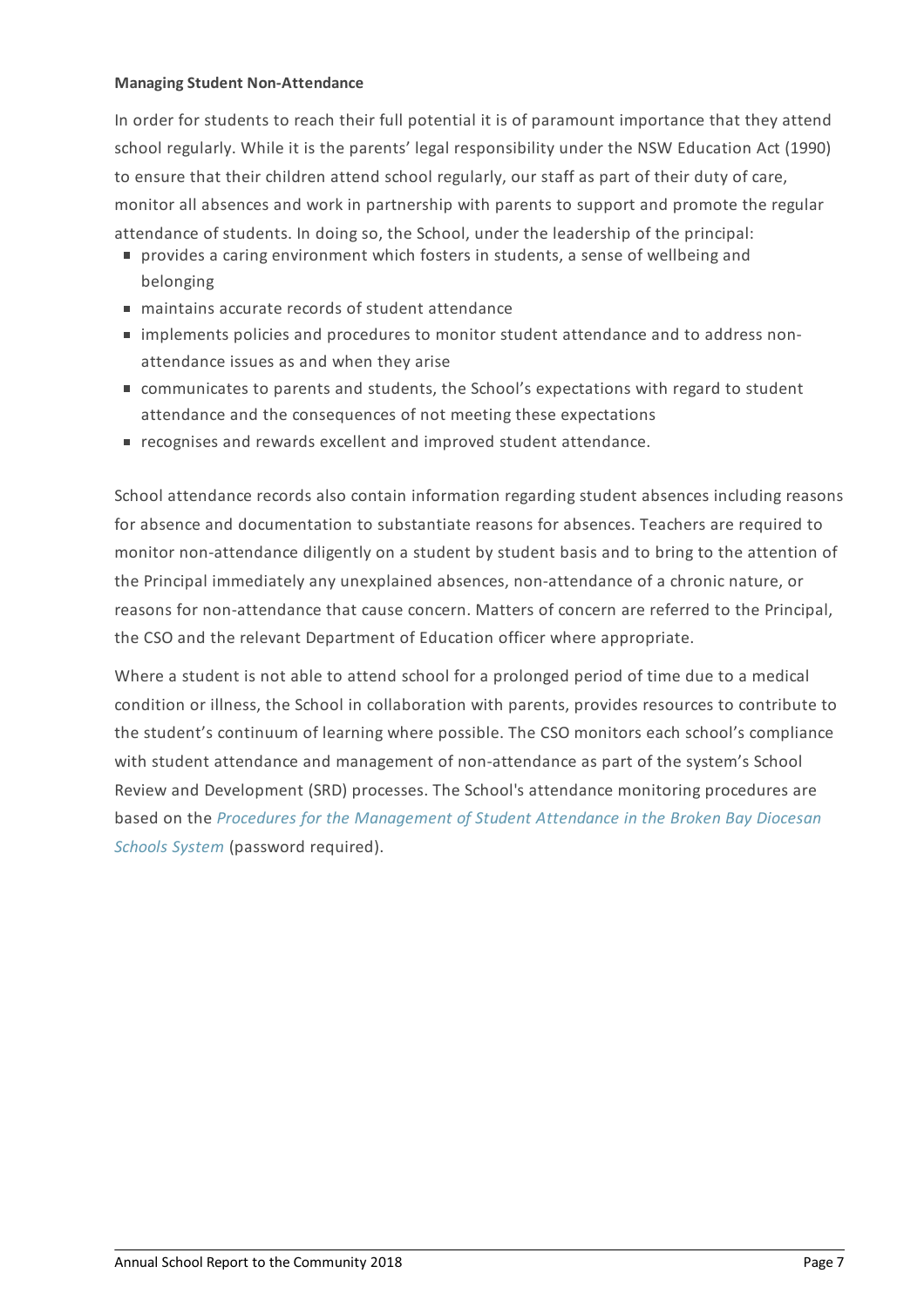**Managing Student Non-Attendance**

In order for students to reach their full potential it is of paramount importance that they attend school regularly. While it is the parents' legal responsibility under the NSW Education Act (1990) to ensure that their children attend school regularly, our staff as part of their duty of care, monitor all absences and work in partnership with parents to support and promote the regular attendance of students. In doing so, the School, under the leadership of the principal:

- provides a caring environment which fosters in students, a sense of wellbeing and belonging
- maintains accurate records of student attendance
- implements policies and procedures to monitor student attendance and to address non-attendance issues as and when they arise
- communicates to parents and students, the School's expectations with regard to student attendance and the consequences of not meeting these expectations
- recognises and rewards excellent and improved student attendance.

School attendance records also contain information regarding student absences including reasons for absence and documentation to substantiate reasons for absences. Teachers are required to monitor non-attendance diligently on a student by student basis and to bring to the attention of the Principal immediately any unexplained absences, non-attendance of a chronic nature, or reasons for non-attendance that cause concern. Matters of concern are referred to the Principal, the CSO and the relevant Department of Education officer where appropriate.

Where a student is not able to attend school for a prolonged period of time due to a medical condition or illness, the School in collaboration with parents, provides resources to contribute to the student's continuum of learning where possible. The CSO monitors each school's compliance with student attendance and management of non-attendance as part of the system's School Review and Development (SRD) processes. The School's attendance monitoring procedures are based on the *Procedures for the Management of Student Attendance in the Broken Bay Diocesan Schools System* (password required).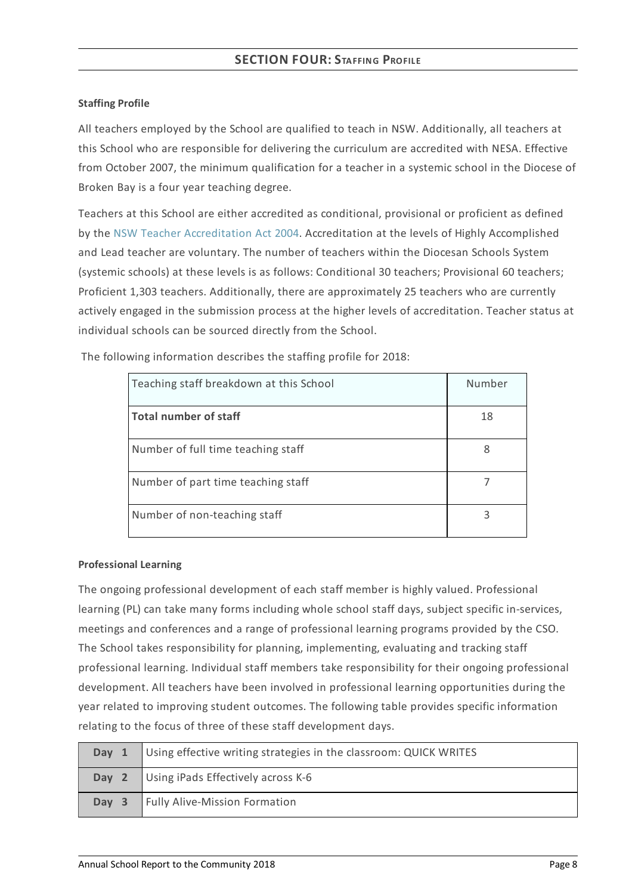## SECTION FOUR: STAFFING PROFILE

**Staffing Profile**

All teachers employed by the School are qualified to teach in NSW. Additionally, all teachers at this School who are responsible for delivering the curriculum are accredited with NESA. Effective from October 2007, the minimum qualification for a teacher in a systemic school in the Diocese of Broken Bay is a four year teaching degree.

Teachers at this School are either accredited as conditional, provisional or proficient as defined by the NSW Teacher Accreditation Act 2004. Accreditation at the levels of Highly Accomplished and Lead teacher are voluntary. The number of teachers within the Diocesan Schools System (systemic schools) at these levels is as follows: Conditional 30 teachers; Provisional 60 teachers; Proficient 1,303 teachers. Additionally, there are approximately 25 teachers who are currently actively engaged in the submission process at the higher levels of accreditation. Teacher status at individual schools can be sourced directly from the School.

The following information describes the staffing profile for 2018:

| Teaching staff breakdown at this School | Number |
| --- | --- |
| **Total number of staff** | 18 |
| Number of full time teaching staff | 8 |
| Number of part time teaching staff | 7 |
| Number of non-teaching staff | 3 |

**Professional Learning**

The ongoing professional development of each staff member is highly valued. Professional learning (PL) can take many forms including whole school staff days, subject specific in-services, meetings and conferences and a range of professional learning programs provided by the CSO. The School takes responsibility for planning, implementing, evaluating and tracking staff professional learning. Individual staff members take responsibility for their ongoing professional development. All teachers have been involved in professional learning opportunities during the year related to improving student outcomes. The following table provides specific information relating to the focus of three of these staff development days.

| | |
| --- | --- |
| **Day 1** | Using effective writing strategies in the classroom: QUICK WRITES |
| **Day 2** | Using iPads Effectively across K-6 |
| **Day 3** | Fully Alive-Mission Formation |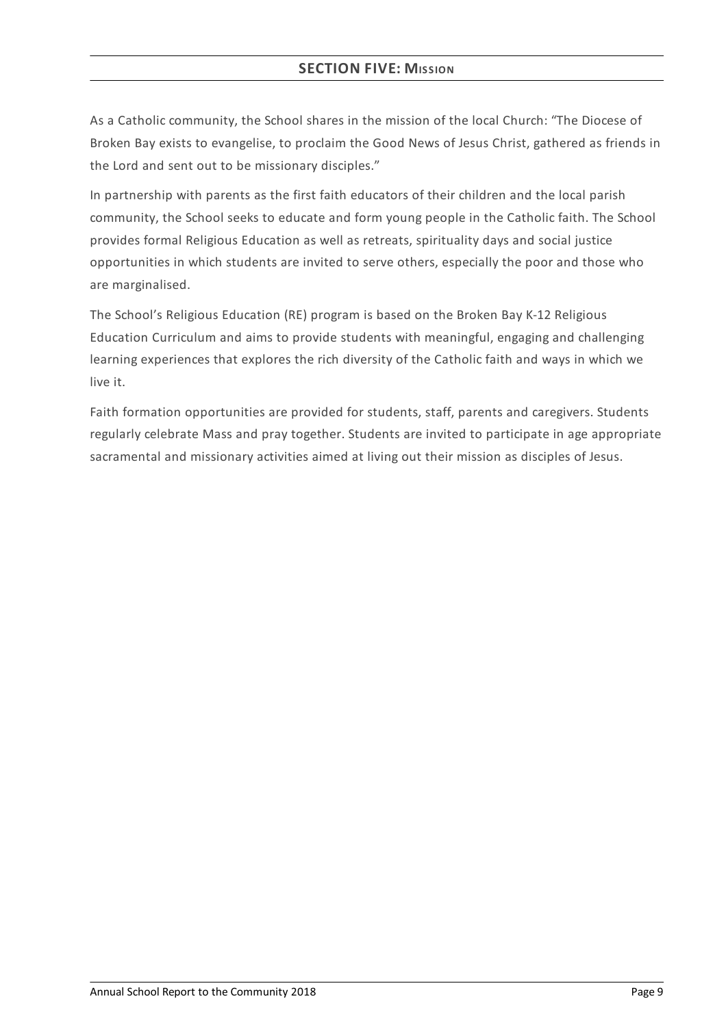## SECTION FIVE: MISSION

As a Catholic community, the School shares in the mission of the local Church: “The Diocese of Broken Bay exists to evangelise, to proclaim the Good News of Jesus Christ, gathered as friends in the Lord and sent out to be missionary disciples.”

In partnership with parents as the first faith educators of their children and the local parish community, the School seeks to educate and form young people in the Catholic faith. The School provides formal Religious Education as well as retreats, spirituality days and social justice opportunities in which students are invited to serve others, especially the poor and those who are marginalised.

The School’s Religious Education (RE) program is based on the Broken Bay K-12 Religious Education Curriculum and aims to provide students with meaningful, engaging and challenging learning experiences that explores the rich diversity of the Catholic faith and ways in which we live it.

Faith formation opportunities are provided for students, staff, parents and caregivers. Students regularly celebrate Mass and pray together. Students are invited to participate in age appropriate sacramental and missionary activities aimed at living out their mission as disciples of Jesus.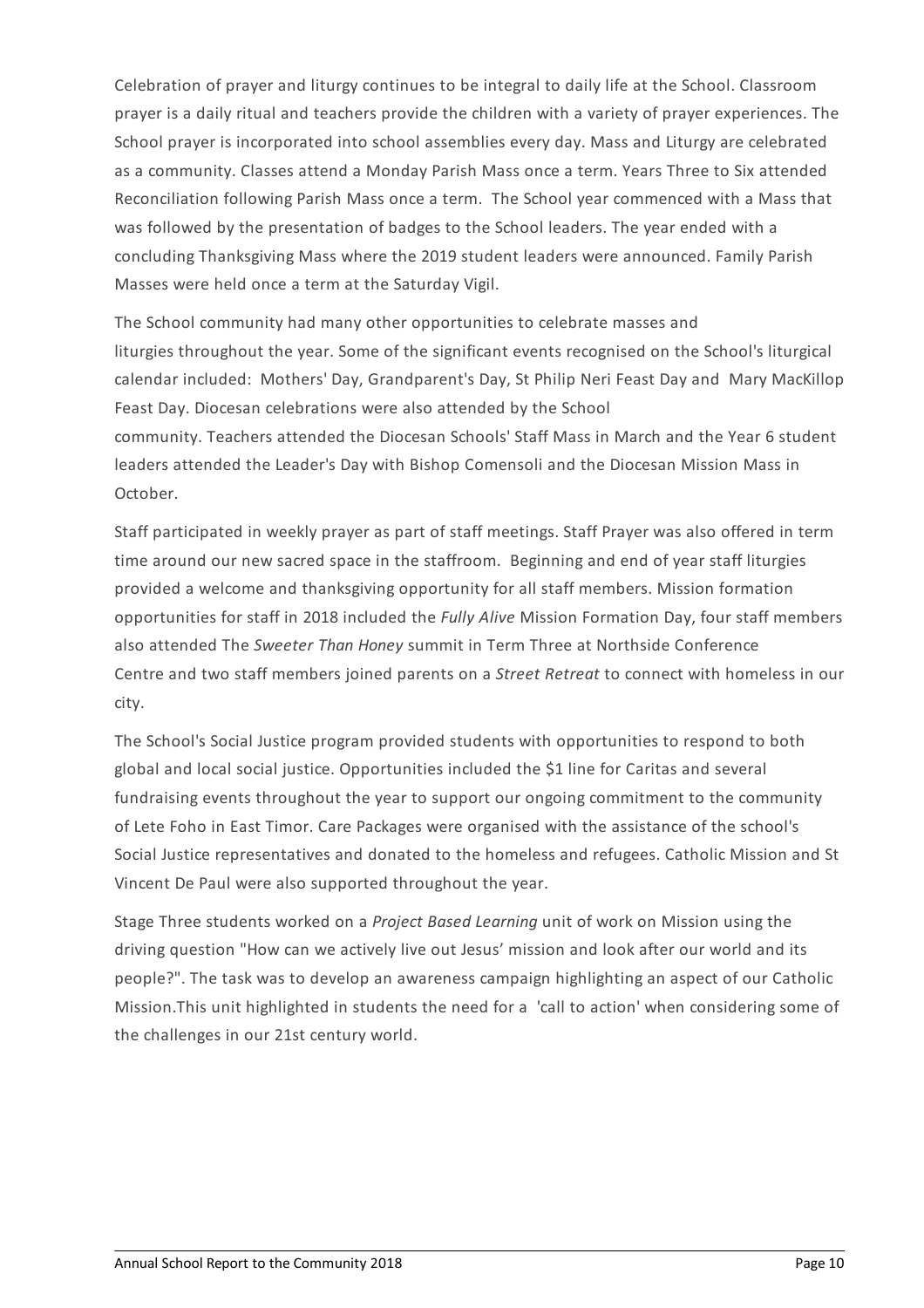Celebration of prayer and liturgy continues to be integral to daily life at the School. Classroom prayer is a daily ritual and teachers provide the children with a variety of prayer experiences. The School prayer is incorporated into school assemblies every day. Mass and Liturgy are celebrated as a community. Classes attend a Monday Parish Mass once a term. Years Three to Six attended Reconciliation following Parish Mass once a term. The School year commenced with a Mass that was followed by the presentation of badges to the School leaders. The year ended with a concluding Thanksgiving Mass where the 2019 student leaders were announced. Family Parish Masses were held once a term at the Saturday Vigil.

The School community had many other opportunities to celebrate masses and liturgies throughout the year. Some of the significant events recognised on the School's liturgical calendar included: Mothers' Day, Grandparent's Day, St Philip Neri Feast Day and Mary MacKillop Feast Day. Diocesan celebrations were also attended by the School community. Teachers attended the Diocesan Schools' Staff Mass in March and the Year 6 student leaders attended the Leader's Day with Bishop Comensoli and the Diocesan Mission Mass in October.

Staff participated in weekly prayer as part of staff meetings. Staff Prayer was also offered in term time around our new sacred space in the staffroom. Beginning and end of year staff liturgies provided a welcome and thanksgiving opportunity for all staff members. Mission formation opportunities for staff in 2018 included the *Fully Alive* Mission Formation Day, four staff members also attended The *Sweeter Than Honey* summit in Term Three at Northside Conference Centre and two staff members joined parents on a *Street Retreat* to connect with homeless in our city.

The School's Social Justice program provided students with opportunities to respond to both global and local social justice. Opportunities included the $1 line for Caritas and several fundraising events throughout the year to support our ongoing commitment to the community of Lete Foho in East Timor. Care Packages were organised with the assistance of the school's Social Justice representatives and donated to the homeless and refugees. Catholic Mission and St Vincent De Paul were also supported throughout the year.

Stage Three students worked on a *Project Based Learning* unit of work on Mission using the driving question "How can we actively live out Jesus' mission and look after our world and its people?". The task was to develop an awareness campaign highlighting an aspect of our Catholic Mission.This unit highlighted in students the need for a 'call to action' when considering some of the challenges in our 21st century world.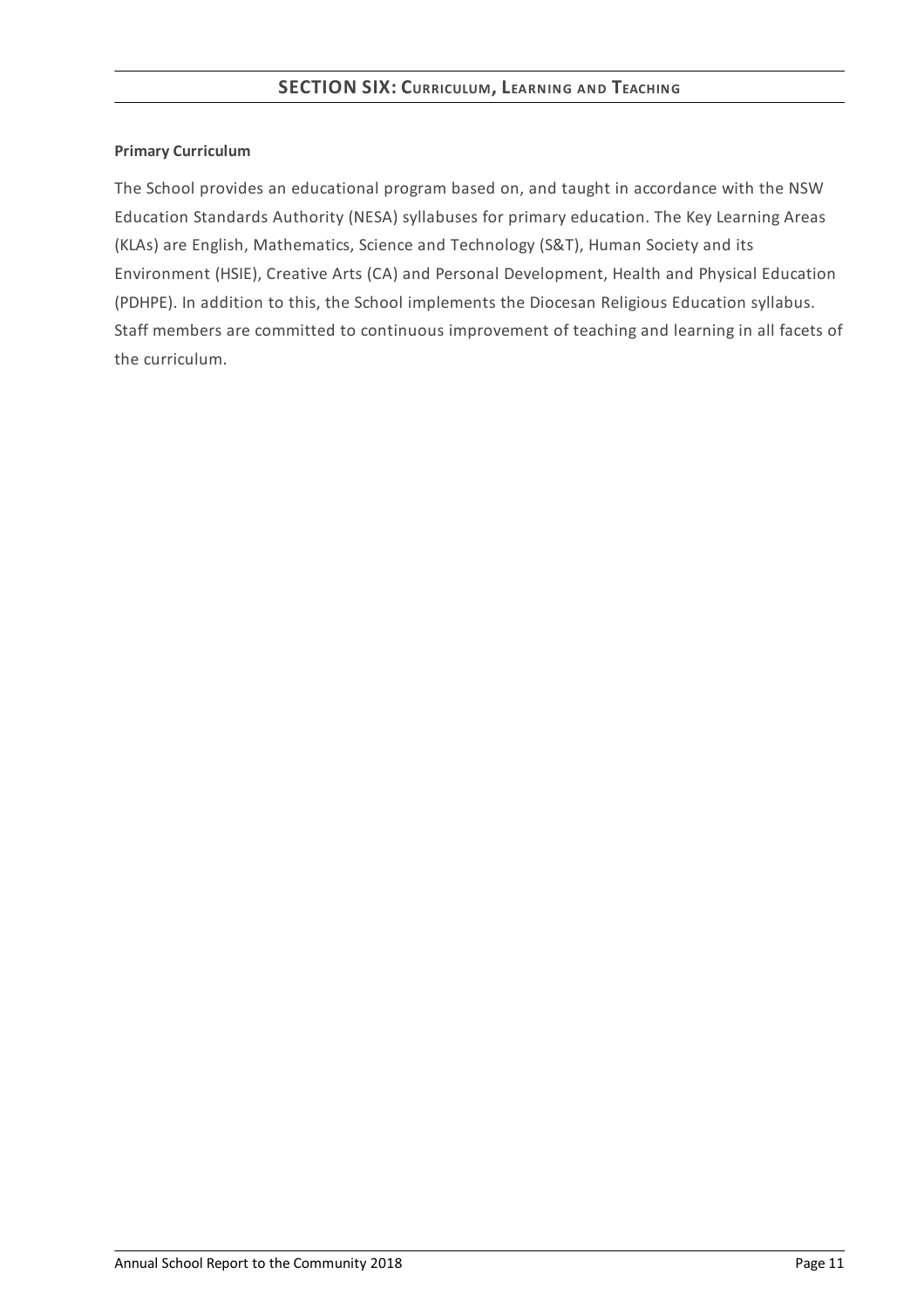## SECTION SIX: CURRICULUM, LEARNING AND TEACHING

**Primary Curriculum**

The School provides an educational program based on, and taught in accordance with the NSW Education Standards Authority (NESA) syllabuses for primary education. The Key Learning Areas (KLAs) are English, Mathematics, Science and Technology (S&T), Human Society and its Environment (HSIE), Creative Arts (CA) and Personal Development, Health and Physical Education (PDHPE). In addition to this, the School implements the Diocesan Religious Education syllabus. Staff members are committed to continuous improvement of teaching and learning in all facets of the curriculum.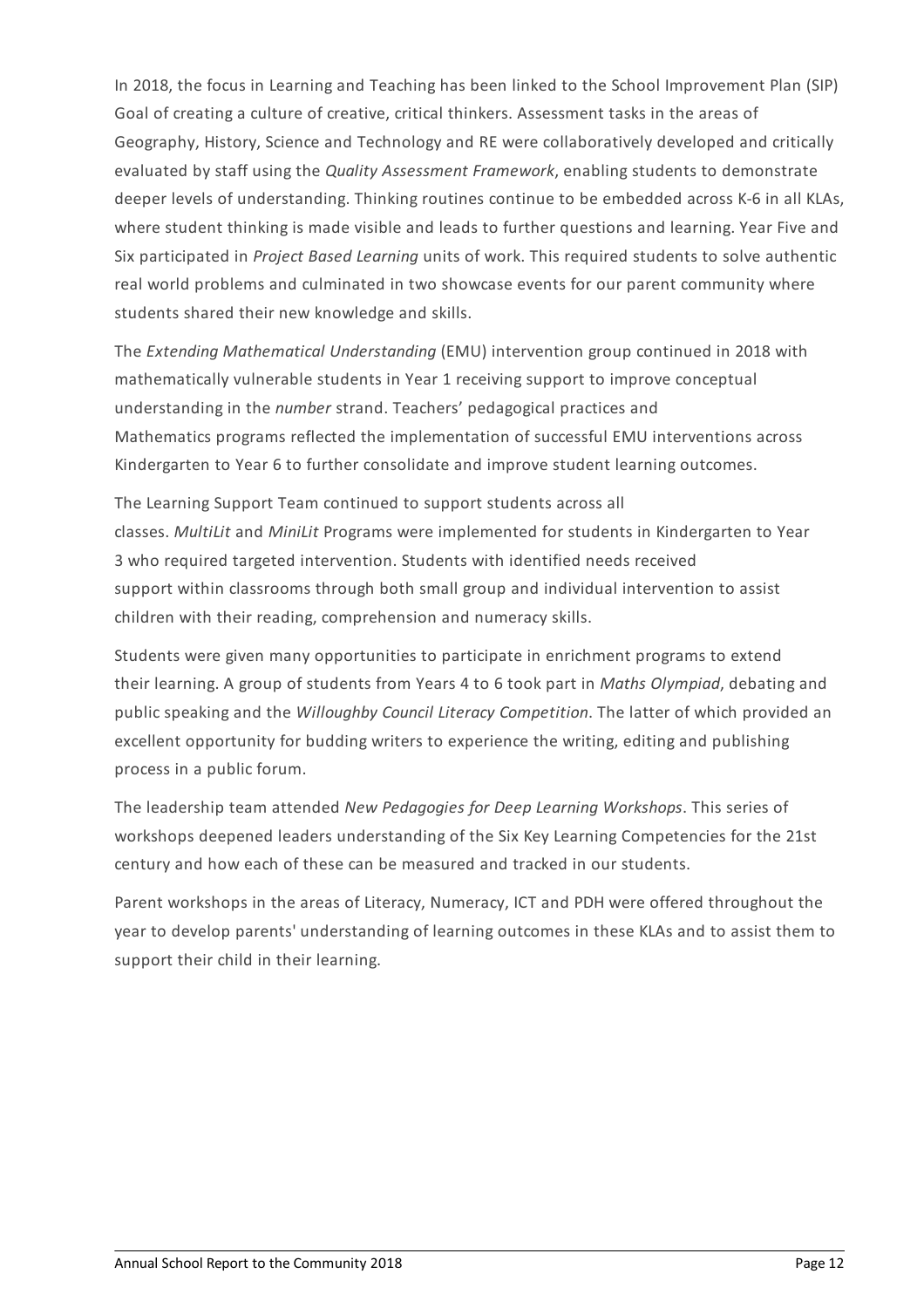In 2018, the focus in Learning and Teaching has been linked to the School Improvement Plan (SIP) Goal of creating a culture of creative, critical thinkers. Assessment tasks in the areas of Geography, History, Science and Technology and RE were collaboratively developed and critically evaluated by staff using the *Quality Assessment Framework*, enabling students to demonstrate deeper levels of understanding. Thinking routines continue to be embedded across K-6 in all KLAs, where student thinking is made visible and leads to further questions and learning. Year Five and Six participated in *Project Based Learning* units of work. This required students to solve authentic real world problems and culminated in two showcase events for our parent community where students shared their new knowledge and skills.

The *Extending Mathematical Understanding* (EMU) intervention group continued in 2018 with mathematically vulnerable students in Year 1 receiving support to improve conceptual understanding in the *number* strand. Teachers' pedagogical practices and Mathematics programs reflected the implementation of successful EMU interventions across Kindergarten to Year 6 to further consolidate and improve student learning outcomes.

The Learning Support Team continued to support students across all classes. *MultiLit* and *MiniLit* Programs were implemented for students in Kindergarten to Year 3 who required targeted intervention. Students with identified needs received support within classrooms through both small group and individual intervention to assist children with their reading, comprehension and numeracy skills.

Students were given many opportunities to participate in enrichment programs to extend their learning. A group of students from Years 4 to 6 took part in *Maths Olympiad*, debating and public speaking and the *Willoughby Council Literacy Competition*. The latter of which provided an excellent opportunity for budding writers to experience the writing, editing and publishing process in a public forum.

The leadership team attended *New Pedagogies for Deep Learning Workshops*. This series of workshops deepened leaders understanding of the Six Key Learning Competencies for the 21st century and how each of these can be measured and tracked in our students.

Parent workshops in the areas of Literacy, Numeracy, ICT and PDH were offered throughout the year to develop parents' understanding of learning outcomes in these KLAs and to assist them to support their child in their learning.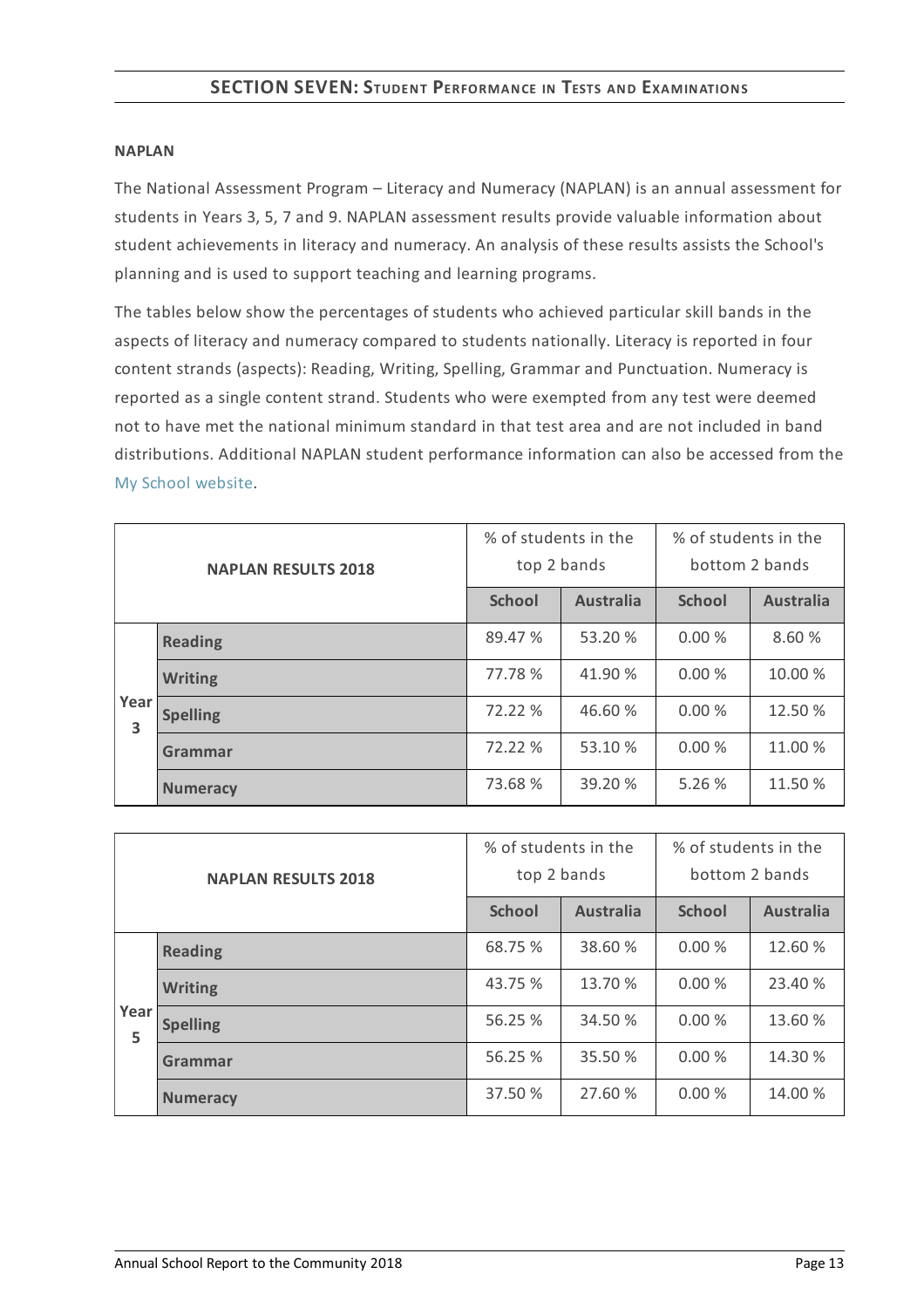## SECTION SEVEN: Student Performance in Tests and Examinations

**NAPLAN**

The National Assessment Program – Literacy and Numeracy (NAPLAN) is an annual assessment for students in Years 3, 5, 7 and 9. NAPLAN assessment results provide valuable information about student achievements in literacy and numeracy. An analysis of these results assists the School's planning and is used to support teaching and learning programs.

The tables below show the percentages of students who achieved particular skill bands in the aspects of literacy and numeracy compared to students nationally. Literacy is reported in four content strands (aspects): Reading, Writing, Spelling, Grammar and Punctuation. Numeracy is reported as a single content strand. Students who were exempted from any test were deemed not to have met the national minimum standard in that test area and are not included in band distributions. Additional NAPLAN student performance information can also be accessed from the My School website.

| NAPLAN RESULTS 2018 | | % of students in the top 2 bands | | % of students in the bottom 2 bands | |
|---|---|---|---|---|---|
| | | School | Australia | School | Australia |
| Year 3 | Reading | 89.47 % | 53.20 % | 0.00 % | 8.60 % |
| | Writing | 77.78 % | 41.90 % | 0.00 % | 10.00 % |
| | Spelling | 72.22 % | 46.60 % | 0.00 % | 12.50 % |
| | Grammar | 72.22 % | 53.10 % | 0.00 % | 11.00 % |
| | Numeracy | 73.68 % | 39.20 % | 5.26 % | 11.50 % |

| NAPLAN RESULTS 2018 | | % of students in the top 2 bands | | % of students in the bottom 2 bands | |
|---|---|---|---|---|---|
| | | School | Australia | School | Australia |
| Year 5 | Reading | 68.75 % | 38.60 % | 0.00 % | 12.60 % |
| | Writing | 43.75 % | 13.70 % | 0.00 % | 23.40 % |
| | Spelling | 56.25 % | 34.50 % | 0.00 % | 13.60 % |
| | Grammar | 56.25 % | 35.50 % | 0.00 % | 14.30 % |
| | Numeracy | 37.50 % | 27.60 % | 0.00 % | 14.00 % |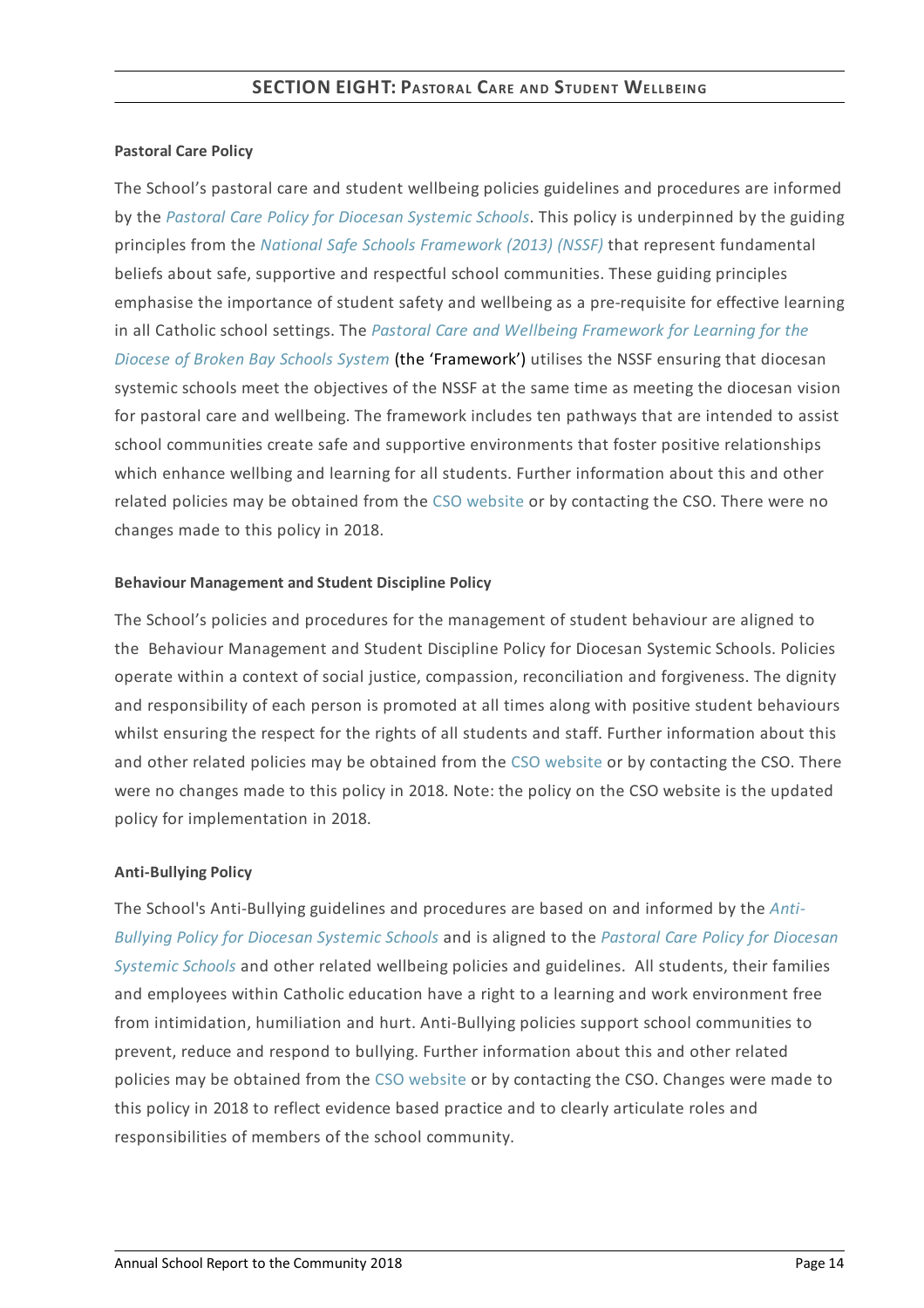## SECTION EIGHT: Pastoral Care and Student Wellbeing

**Pastoral Care Policy**

The School's pastoral care and student wellbeing policies guidelines and procedures are informed by the *Pastoral Care Policy for Diocesan Systemic Schools*. This policy is underpinned by the guiding principles from the *National Safe Schools Framework (2013) (NSSF)* that represent fundamental beliefs about safe, supportive and respectful school communities. These guiding principles emphasise the importance of student safety and wellbeing as a pre-requisite for effective learning in all Catholic school settings. The *Pastoral Care and Wellbeing Framework for Learning for the Diocese of Broken Bay Schools System* (the 'Framework') utilises the NSSF ensuring that diocesan systemic schools meet the objectives of the NSSF at the same time as meeting the diocesan vision for pastoral care and wellbeing. The framework includes ten pathways that are intended to assist school communities create safe and supportive environments that foster positive relationships which enhance wellbing and learning for all students. Further information about this and other related policies may be obtained from the CSO website or by contacting the CSO. There were no changes made to this policy in 2018.

**Behaviour Management and Student Discipline Policy**

The School's policies and procedures for the management of student behaviour are aligned to the Behaviour Management and Student Discipline Policy for Diocesan Systemic Schools. Policies operate within a context of social justice, compassion, reconciliation and forgiveness. The dignity and responsibility of each person is promoted at all times along with positive student behaviours whilst ensuring the respect for the rights of all students and staff. Further information about this and other related policies may be obtained from the CSO website or by contacting the CSO. There were no changes made to this policy in 2018. Note: the policy on the CSO website is the updated policy for implementation in 2018.

**Anti-Bullying Policy**

The School's Anti-Bullying guidelines and procedures are based on and informed by the *Anti-Bullying Policy for Diocesan Systemic Schools* and is aligned to the *Pastoral Care Policy for Diocesan Systemic Schools* and other related wellbeing policies and guidelines. All students, their families and employees within Catholic education have a right to a learning and work environment free from intimidation, humiliation and hurt. Anti-Bullying policies support school communities to prevent, reduce and respond to bullying. Further information about this and other related policies may be obtained from the CSO website or by contacting the CSO. Changes were made to this policy in 2018 to reflect evidence based practice and to clearly articulate roles and responsibilities of members of the school community.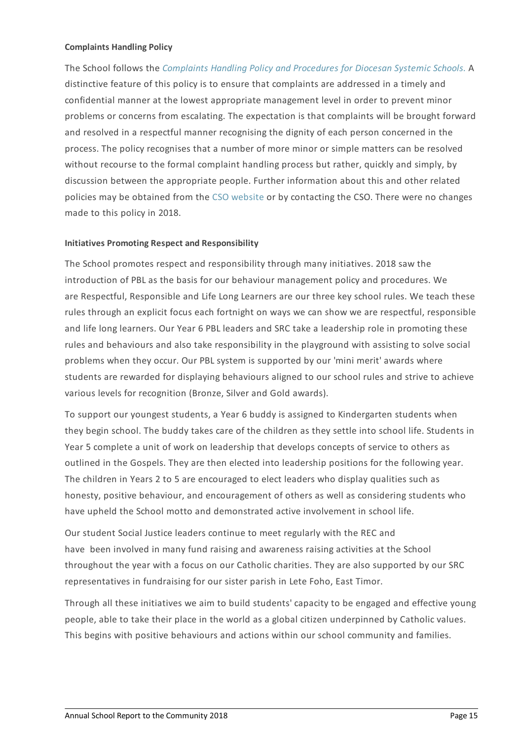**Complaints Handling Policy**

The School follows the *Complaints Handling Policy and Procedures for Diocesan Systemic Schools.* A distinctive feature of this policy is to ensure that complaints are addressed in a timely and confidential manner at the lowest appropriate management level in order to prevent minor problems or concerns from escalating. The expectation is that complaints will be brought forward and resolved in a respectful manner recognising the dignity of each person concerned in the process. The policy recognises that a number of more minor or simple matters can be resolved without recourse to the formal complaint handling process but rather, quickly and simply, by discussion between the appropriate people. Further information about this and other related policies may be obtained from the CSO website or by contacting the CSO. There were no changes made to this policy in 2018.

**Initiatives Promoting Respect and Responsibility**

The School promotes respect and responsibility through many initiatives. 2018 saw the introduction of PBL as the basis for our behaviour management policy and procedures. We are Respectful, Responsible and Life Long Learners are our three key school rules. We teach these rules through an explicit focus each fortnight on ways we can show we are respectful, responsible and life long learners. Our Year 6 PBL leaders and SRC take a leadership role in promoting these rules and behaviours and also take responsibility in the playground with assisting to solve social problems when they occur. Our PBL system is supported by our 'mini merit' awards where students are rewarded for displaying behaviours aligned to our school rules and strive to achieve various levels for recognition (Bronze, Silver and Gold awards).

To support our youngest students, a Year 6 buddy is assigned to Kindergarten students when they begin school. The buddy takes care of the children as they settle into school life. Students in Year 5 complete a unit of work on leadership that develops concepts of service to others as outlined in the Gospels. They are then elected into leadership positions for the following year. The children in Years 2 to 5 are encouraged to elect leaders who display qualities such as honesty, positive behaviour, and encouragement of others as well as considering students who have upheld the School motto and demonstrated active involvement in school life.

Our student Social Justice leaders continue to meet regularly with the REC and have been involved in many fund raising and awareness raising activities at the School throughout the year with a focus on our Catholic charities. They are also supported by our SRC representatives in fundraising for our sister parish in Lete Foho, East Timor.

Through all these initiatives we aim to build students' capacity to be engaged and effective young people, able to take their place in the world as a global citizen underpinned by Catholic values. This begins with positive behaviours and actions within our school community and families.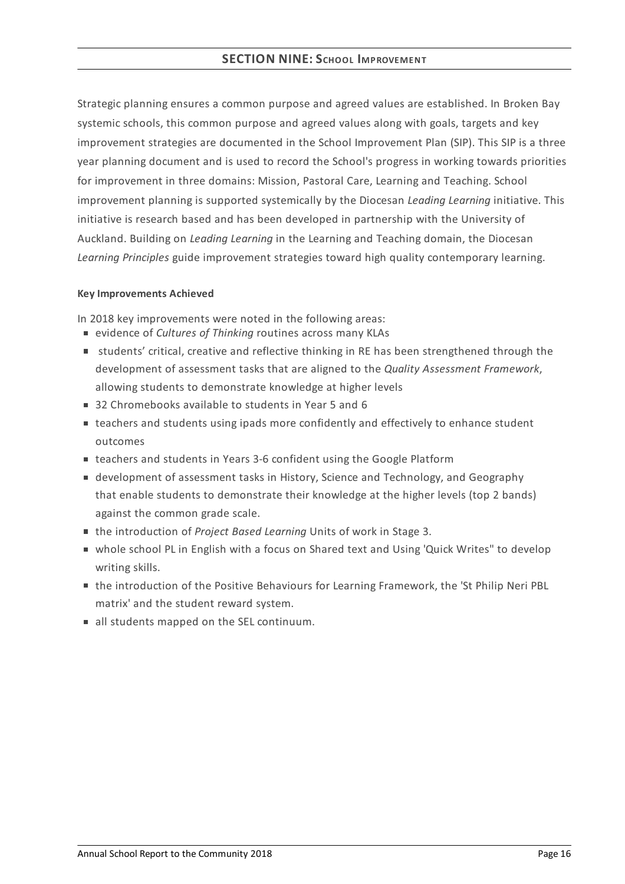## SECTION NINE: School Improvement

Strategic planning ensures a common purpose and agreed values are established. In Broken Bay systemic schools, this common purpose and agreed values along with goals, targets and key improvement strategies are documented in the School Improvement Plan (SIP). This SIP is a three year planning document and is used to record the School's progress in working towards priorities for improvement in three domains: Mission, Pastoral Care, Learning and Teaching. School improvement planning is supported systemically by the Diocesan *Leading Learning* initiative. This initiative is research based and has been developed in partnership with the University of Auckland. Building on *Leading Learning* in the Learning and Teaching domain, the Diocesan *Learning Principles* guide improvement strategies toward high quality contemporary learning.

**Key Improvements Achieved**

In 2018 key improvements were noted in the following areas:

- evidence of *Cultures of Thinking* routines across many KLAs
- students' critical, creative and reflective thinking in RE has been strengthened through the development of assessment tasks that are aligned to the *Quality Assessment Framework*, allowing students to demonstrate knowledge at higher levels
- 32 Chromebooks available to students in Year 5 and 6
- teachers and students using ipads more confidently and effectively to enhance student outcomes
- teachers and students in Years 3-6 confident using the Google Platform
- development of assessment tasks in History, Science and Technology, and Geography that enable students to demonstrate their knowledge at the higher levels (top 2 bands) against the common grade scale.
- the introduction of *Project Based Learning* Units of work in Stage 3.
- whole school PL in English with a focus on Shared text and Using 'Quick Writes" to develop writing skills.
- the introduction of the Positive Behaviours for Learning Framework, the 'St Philip Neri PBL matrix' and the student reward system.
- all students mapped on the SEL continuum.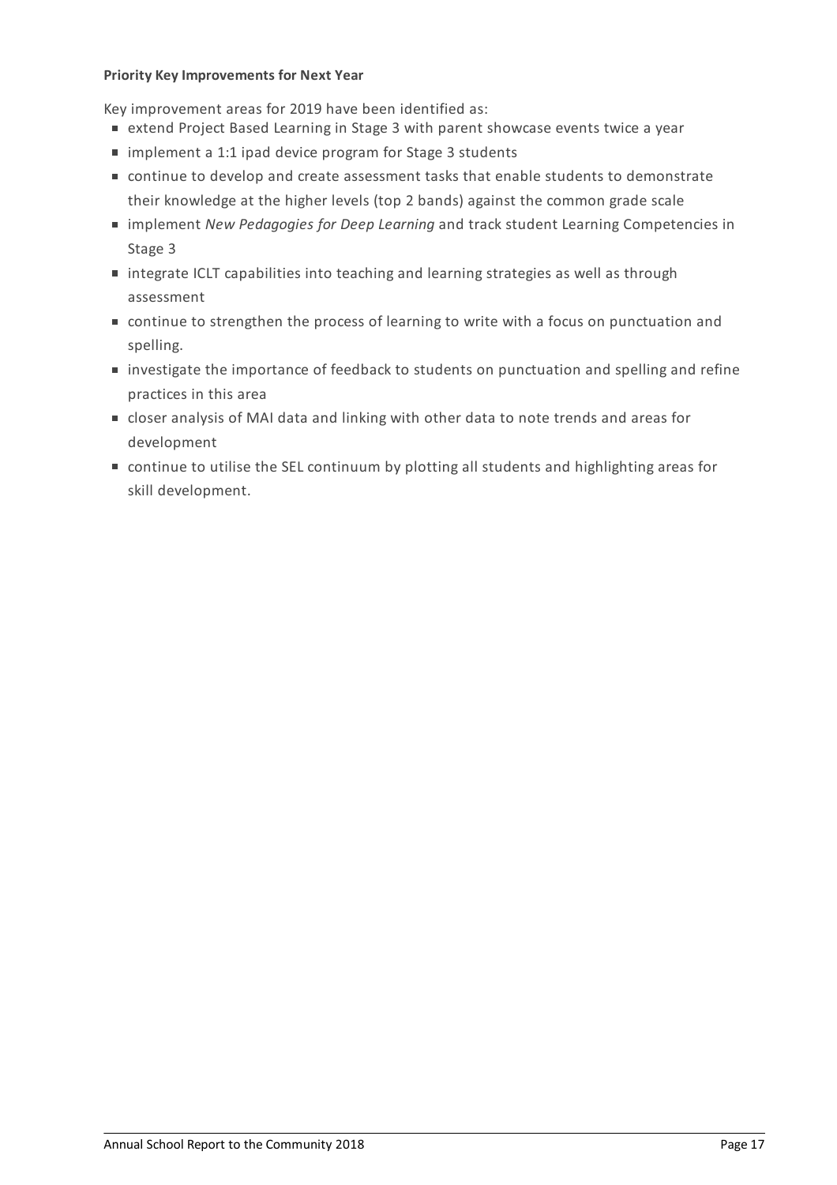**Priority Key Improvements for Next Year**

Key improvement areas for 2019 have been identified as:

- extend Project Based Learning in Stage 3 with parent showcase events twice a year
- implement a 1:1 ipad device program for Stage 3 students
- continue to develop and create assessment tasks that enable students to demonstrate their knowledge at the higher levels (top 2 bands) against the common grade scale
- implement *New Pedagogies for Deep Learning* and track student Learning Competencies in Stage 3
- integrate ICLT capabilities into teaching and learning strategies as well as through assessment
- continue to strengthen the process of learning to write with a focus on punctuation and spelling.
- investigate the importance of feedback to students on punctuation and spelling and refine practices in this area
- closer analysis of MAI data and linking with other data to note trends and areas for development
- continue to utilise the SEL continuum by plotting all students and highlighting areas for skill development.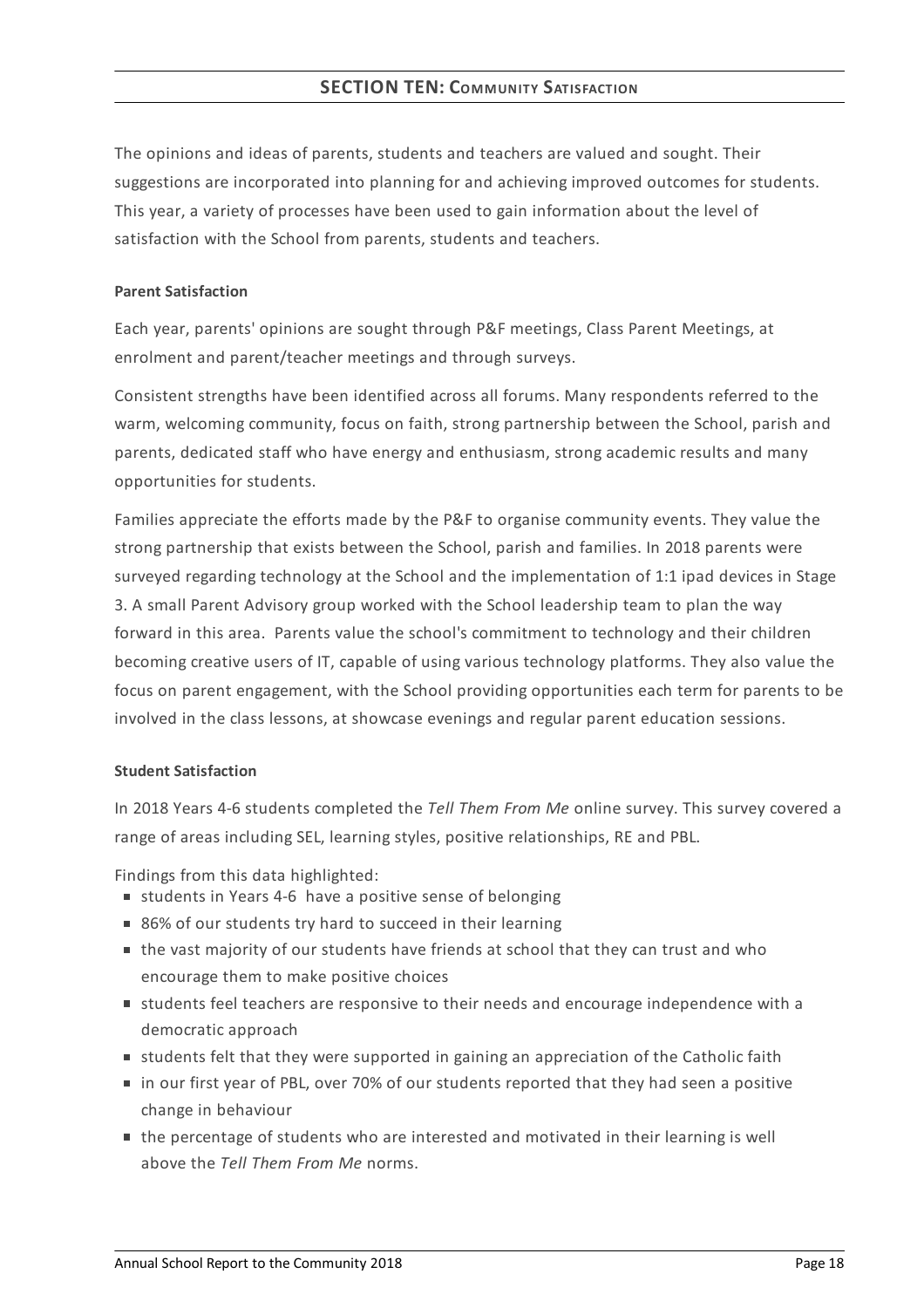## SECTION TEN: COMMUNITY SATISFACTION

The opinions and ideas of parents, students and teachers are valued and sought. Their suggestions are incorporated into planning for and achieving improved outcomes for students. This year, a variety of processes have been used to gain information about the level of satisfaction with the School from parents, students and teachers.

**Parent Satisfaction**

Each year, parents' opinions are sought through P&F meetings, Class Parent Meetings, at enrolment and parent/teacher meetings and through surveys.

Consistent strengths have been identified across all forums. Many respondents referred to the warm, welcoming community, focus on faith, strong partnership between the School, parish and parents, dedicated staff who have energy and enthusiasm, strong academic results and many opportunities for students.

Families appreciate the efforts made by the P&F to organise community events. They value the strong partnership that exists between the School, parish and families. In 2018 parents were surveyed regarding technology at the School and the implementation of 1:1 ipad devices in Stage 3. A small Parent Advisory group worked with the School leadership team to plan the way forward in this area. Parents value the school's commitment to technology and their children becoming creative users of IT, capable of using various technology platforms. They also value the focus on parent engagement, with the School providing opportunities each term for parents to be involved in the class lessons, at showcase evenings and regular parent education sessions.

**Student Satisfaction**

In 2018 Years 4-6 students completed the *Tell Them From Me* online survey. This survey covered a range of areas including SEL, learning styles, positive relationships, RE and PBL.

Findings from this data highlighted:

- students in Years 4-6 have a positive sense of belonging
- 86% of our students try hard to succeed in their learning
- the vast majority of our students have friends at school that they can trust and who encourage them to make positive choices
- students feel teachers are responsive to their needs and encourage independence with a democratic approach
- students felt that they were supported in gaining an appreciation of the Catholic faith
- in our first year of PBL, over 70% of our students reported that they had seen a positive change in behaviour
- the percentage of students who are interested and motivated in their learning is well above the *Tell Them From Me* norms.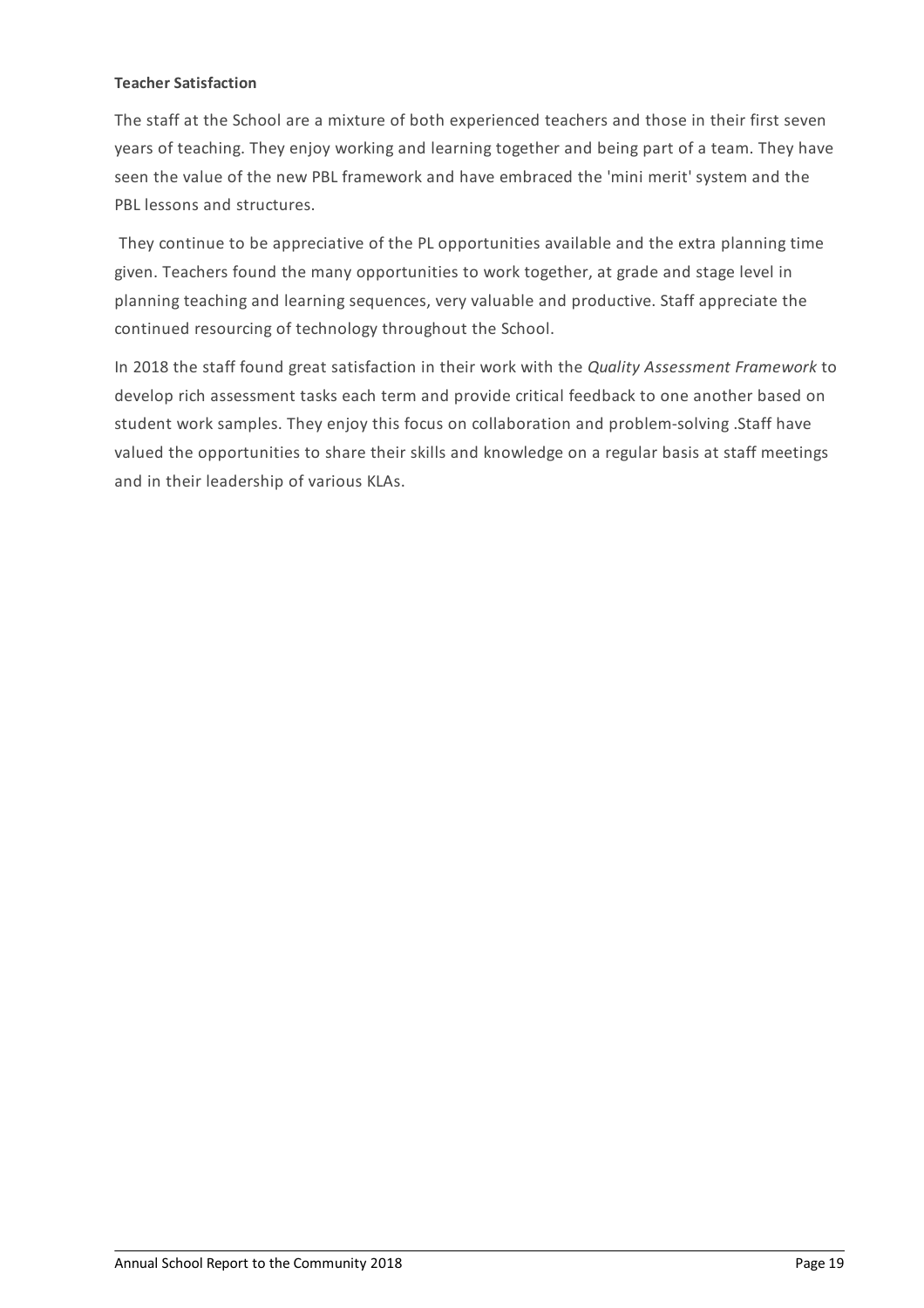**Teacher Satisfaction**

The staff at the School are a mixture of both experienced teachers and those in their first seven years of teaching. They enjoy working and learning together and being part of a team. They have seen the value of the new PBL framework and have embraced the 'mini merit' system and the PBL lessons and structures.

They continue to be appreciative of the PL opportunities available and the extra planning time given. Teachers found the many opportunities to work together, at grade and stage level in planning teaching and learning sequences, very valuable and productive. Staff appreciate the continued resourcing of technology throughout the School.

In 2018 the staff found great satisfaction in their work with the *Quality Assessment Framework* to develop rich assessment tasks each term and provide critical feedback to one another based on student work samples. They enjoy this focus on collaboration and problem-solving .Staff have valued the opportunities to share their skills and knowledge on a regular basis at staff meetings and in their leadership of various KLAs.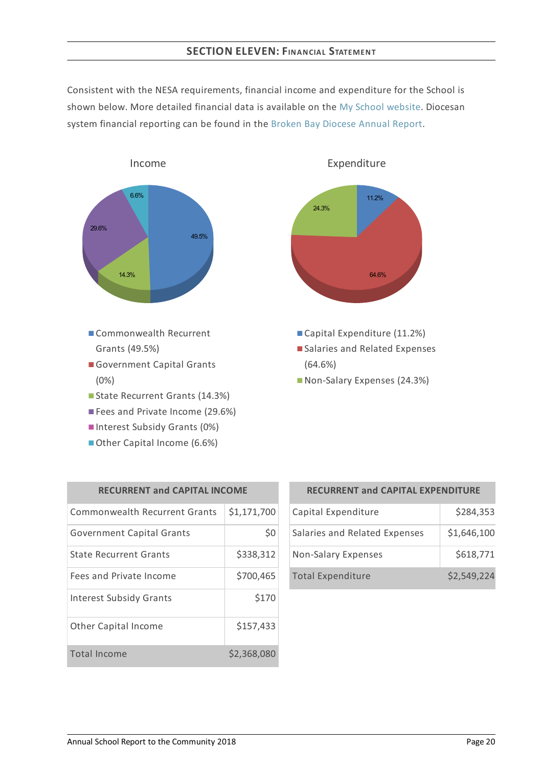## SECTION ELEVEN: Financial Statement

Consistent with the NESA requirements, financial income and expenditure for the School is shown below. More detailed financial data is available on the My School website. Diocesan system financial reporting can be found in the Broken Bay Diocese Annual Report.

Income

6.6%
29.6%
49.5%
14.3%

- Commonwealth Recurrent Grants (49.5%)
- Government Capital Grants (0%)
- State Recurrent Grants (14.3%)
- Fees and Private Income (29.6%)
- Interest Subsidy Grants (0%)
- Other Capital Income (6.6%)

Expenditure

11.2%
24.3%
64.6%

- Capital Expenditure (11.2%)
- Salaries and Related Expenses (64.6%)
- Non-Salary Expenses (24.3%)

| RECURRENT and CAPITAL INCOME | |
|---|---|
| Commonwealth Recurrent Grants | $1,171,700 |
| Government Capital Grants | $0 |
| State Recurrent Grants | $338,312 |
| Fees and Private Income | $700,465 |
| Interest Subsidy Grants | $170 |
| Other Capital Income | $157,433 |
| Total Income | $2,368,080 |

| RECURRENT and CAPITAL EXPENDITURE | |
|---|---|
| Capital Expenditure | $284,353 |
| Salaries and Related Expenses | $1,646,100 |
| Non-Salary Expenses | $618,771 |
| Total Expenditure | $2,549,224 |